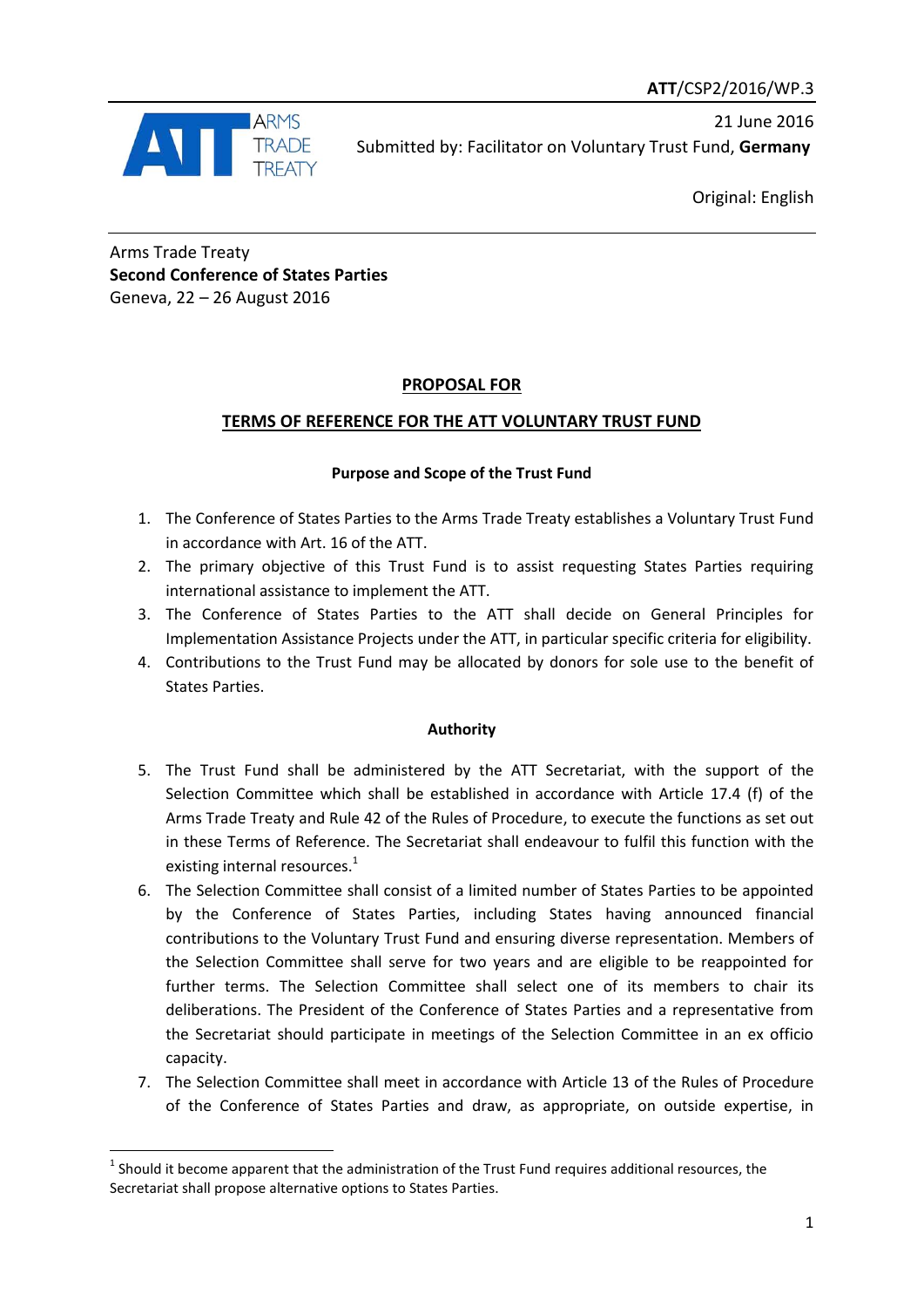ATT/CSP2/2016/WP.3

21 June 2016

Submitted by: Facilitator on Voluntary Trust Fund, **Germany**

Original: English

Arms Trade Treaty
**Second Conference of States Parties**
Geneva, 22 – 26 August 2016

## PROPOSAL FOR

## TERMS OF REFERENCE FOR THE ATT VOLUNTARY TRUST FUND

### Purpose and Scope of the Trust Fund

1. The Conference of States Parties to the Arms Trade Treaty establishes a Voluntary Trust Fund in accordance with Art. 16 of the ATT.
2. The primary objective of this Trust Fund is to assist requesting States Parties requiring international assistance to implement the ATT.
3. The Conference of States Parties to the ATT shall decide on General Principles for Implementation Assistance Projects under the ATT, in particular specific criteria for eligibility.
4. Contributions to the Trust Fund may be allocated by donors for sole use to the benefit of States Parties.

### Authority

5. The Trust Fund shall be administered by the ATT Secretariat, with the support of the Selection Committee which shall be established in accordance with Article 17.4 (f) of the Arms Trade Treaty and Rule 42 of the Rules of Procedure, to execute the functions as set out in these Terms of Reference. The Secretariat shall endeavour to fulfil this function with the existing internal resources.[1]
6. The Selection Committee shall consist of a limited number of States Parties to be appointed by the Conference of States Parties, including States having announced financial contributions to the Voluntary Trust Fund and ensuring diverse representation. Members of the Selection Committee shall serve for two years and are eligible to be reappointed for further terms. The Selection Committee shall select one of its members to chair its deliberations. The President of the Conference of States Parties and a representative from the Secretariat should participate in meetings of the Selection Committee in an ex officio capacity.
7. The Selection Committee shall meet in accordance with Article 13 of the Rules of Procedure of the Conference of States Parties and draw, as appropriate, on outside expertise, in

[1] Should it become apparent that the administration of the Trust Fund requires additional resources, the Secretariat shall propose alternative options to States Parties.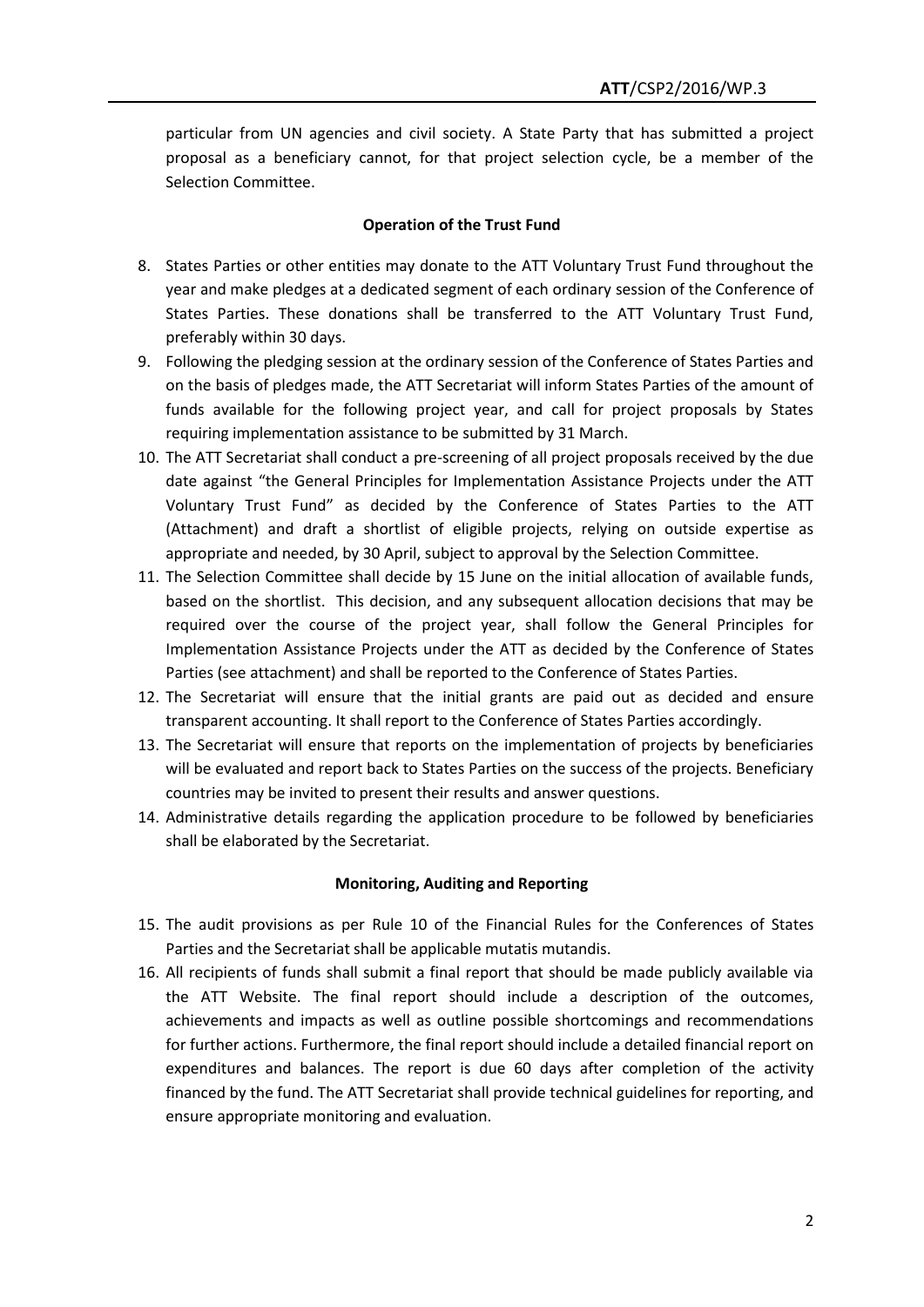particular from UN agencies and civil society. A State Party that has submitted a project proposal as a beneficiary cannot, for that project selection cycle, be a member of the Selection Committee.

**Operation of the Trust Fund**

8. States Parties or other entities may donate to the ATT Voluntary Trust Fund throughout the year and make pledges at a dedicated segment of each ordinary session of the Conference of States Parties. These donations shall be transferred to the ATT Voluntary Trust Fund, preferably within 30 days.
9. Following the pledging session at the ordinary session of the Conference of States Parties and on the basis of pledges made, the ATT Secretariat will inform States Parties of the amount of funds available for the following project year, and call for project proposals by States requiring implementation assistance to be submitted by 31 March.
10. The ATT Secretariat shall conduct a pre-screening of all project proposals received by the due date against "the General Principles for Implementation Assistance Projects under the ATT Voluntary Trust Fund" as decided by the Conference of States Parties to the ATT (Attachment) and draft a shortlist of eligible projects, relying on outside expertise as appropriate and needed, by 30 April, subject to approval by the Selection Committee.
11. The Selection Committee shall decide by 15 June on the initial allocation of available funds, based on the shortlist. This decision, and any subsequent allocation decisions that may be required over the course of the project year, shall follow the General Principles for Implementation Assistance Projects under the ATT as decided by the Conference of States Parties (see attachment) and shall be reported to the Conference of States Parties.
12. The Secretariat will ensure that the initial grants are paid out as decided and ensure transparent accounting. It shall report to the Conference of States Parties accordingly.
13. The Secretariat will ensure that reports on the implementation of projects by beneficiaries will be evaluated and report back to States Parties on the success of the projects. Beneficiary countries may be invited to present their results and answer questions.
14. Administrative details regarding the application procedure to be followed by beneficiaries shall be elaborated by the Secretariat.

**Monitoring, Auditing and Reporting**

15. The audit provisions as per Rule 10 of the Financial Rules for the Conferences of States Parties and the Secretariat shall be applicable mutatis mutandis.
16. All recipients of funds shall submit a final report that should be made publicly available via the ATT Website. The final report should include a description of the outcomes, achievements and impacts as well as outline possible shortcomings and recommendations for further actions. Furthermore, the final report should include a detailed financial report on expenditures and balances. The report is due 60 days after completion of the activity financed by the fund. The ATT Secretariat shall provide technical guidelines for reporting, and ensure appropriate monitoring and evaluation.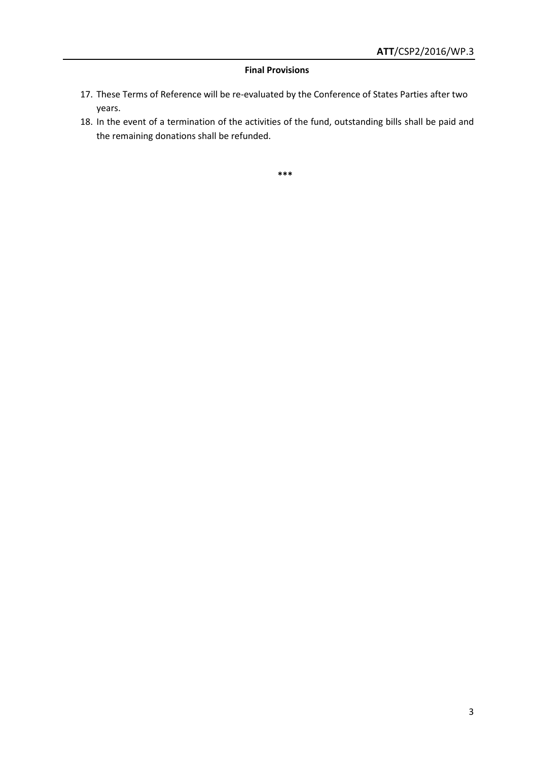### Final Provisions

17. These Terms of Reference will be re-evaluated by the Conference of States Parties after two years.
18. In the event of a termination of the activities of the fund, outstanding bills shall be paid and the remaining donations shall be refunded.

***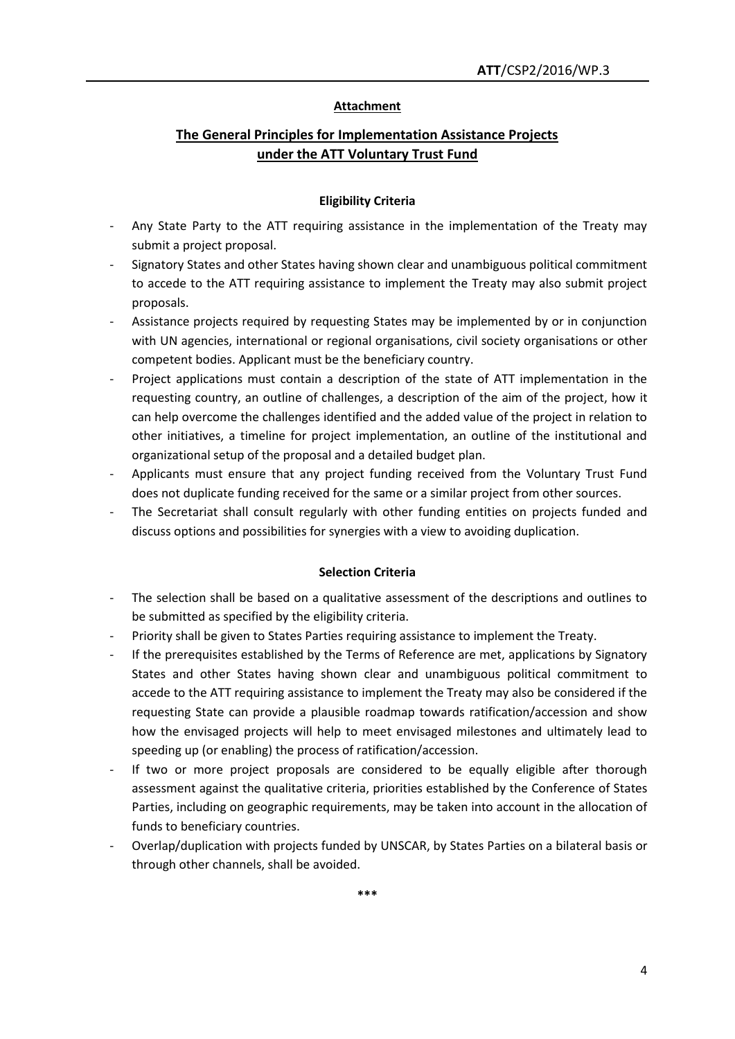**Attachment**

## The General Principles for Implementation Assistance Projects under the ATT Voluntary Trust Fund

### Eligibility Criteria

- Any State Party to the ATT requiring assistance in the implementation of the Treaty may submit a project proposal.
- Signatory States and other States having shown clear and unambiguous political commitment to accede to the ATT requiring assistance to implement the Treaty may also submit project proposals.
- Assistance projects required by requesting States may be implemented by or in conjunction with UN agencies, international or regional organisations, civil society organisations or other competent bodies. Applicant must be the beneficiary country.
- Project applications must contain a description of the state of ATT implementation in the requesting country, an outline of challenges, a description of the aim of the project, how it can help overcome the challenges identified and the added value of the project in relation to other initiatives, a timeline for project implementation, an outline of the institutional and organizational setup of the proposal and a detailed budget plan.
- Applicants must ensure that any project funding received from the Voluntary Trust Fund does not duplicate funding received for the same or a similar project from other sources.
- The Secretariat shall consult regularly with other funding entities on projects funded and discuss options and possibilities for synergies with a view to avoiding duplication.

### Selection Criteria

- The selection shall be based on a qualitative assessment of the descriptions and outlines to be submitted as specified by the eligibility criteria.
- Priority shall be given to States Parties requiring assistance to implement the Treaty.
- If the prerequisites established by the Terms of Reference are met, applications by Signatory States and other States having shown clear and unambiguous political commitment to accede to the ATT requiring assistance to implement the Treaty may also be considered if the requesting State can provide a plausible roadmap towards ratification/accession and show how the envisaged projects will help to meet envisaged milestones and ultimately lead to speeding up (or enabling) the process of ratification/accession.
- If two or more project proposals are considered to be equally eligible after thorough assessment against the qualitative criteria, priorities established by the Conference of States Parties, including on geographic requirements, may be taken into account in the allocation of funds to beneficiary countries.
- Overlap/duplication with projects funded by UNSCAR, by States Parties on a bilateral basis or through other channels, shall be avoided.

***